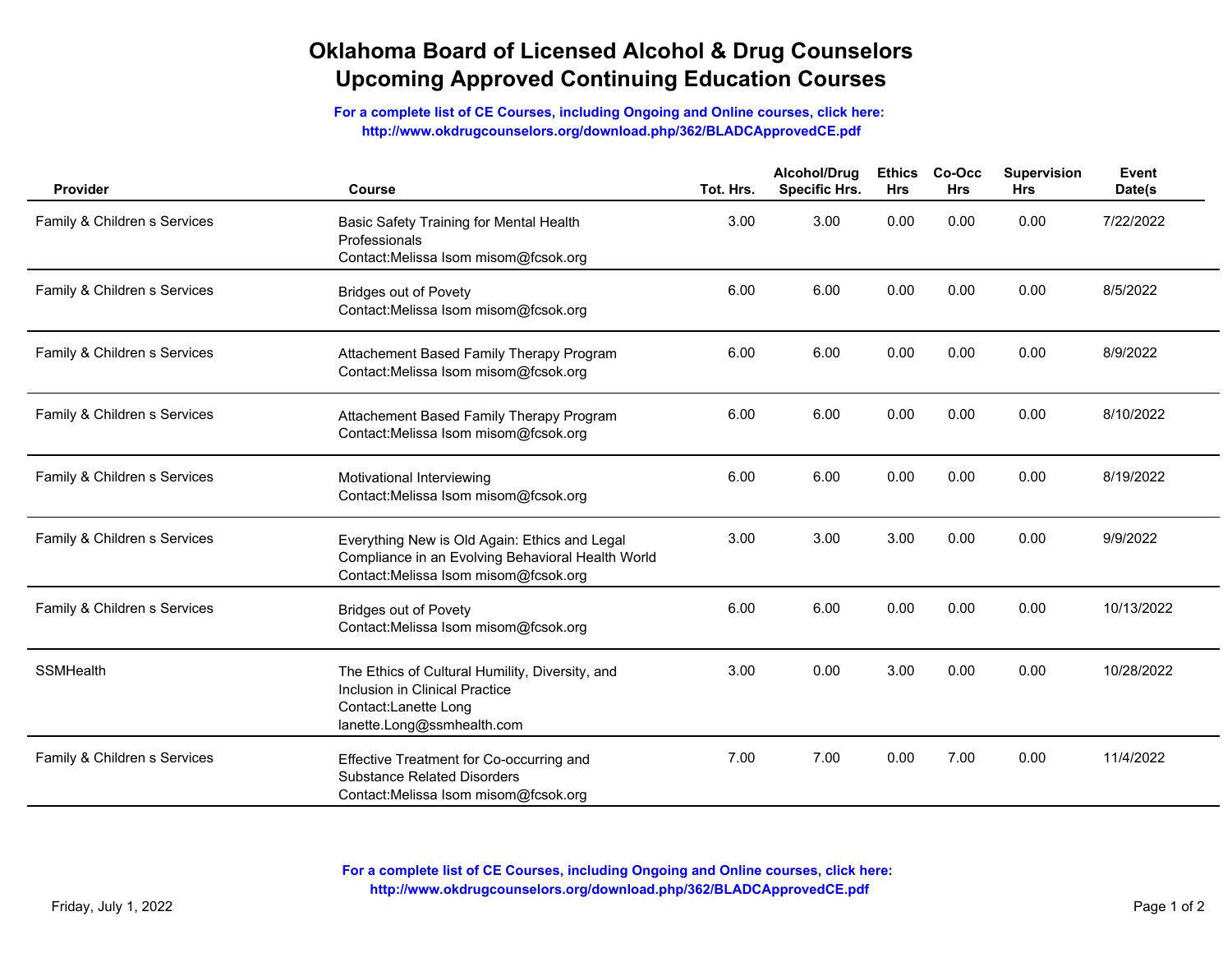# Oklahoma Board of Licensed Alcohol & Drug Counselors
## Upcoming Approved Continuing Education Courses

**For a complete list of CE Courses, including Ongoing and Online courses, click here:**
**http://www.okdrugcounselors.org/download.php/362/BLADCApprovedCE.pdf**

| Provider | Course | Tot. Hrs. | Alcohol/Drug Specific Hrs. | Ethics Hrs | Co-Occ Hrs | Supervision Hrs | Event Date(s |
|---|---|---|---|---|---|---|---|
| Family & Children s Services | Basic Safety Training for Mental Health Professionals Contact:Melissa Isom misom@fcsok.org | 3.00 | 3.00 | 0.00 | 0.00 | 0.00 | 7/22/2022 |
| Family & Children s Services | Bridges out of Povety Contact:Melissa Isom misom@fcsok.org | 6.00 | 6.00 | 0.00 | 0.00 | 0.00 | 8/5/2022 |
| Family & Children s Services | Attachement Based Family Therapy Program Contact:Melissa Isom misom@fcsok.org | 6.00 | 6.00 | 0.00 | 0.00 | 0.00 | 8/9/2022 |
| Family & Children s Services | Attachement Based Family Therapy Program Contact:Melissa Isom misom@fcsok.org | 6.00 | 6.00 | 0.00 | 0.00 | 0.00 | 8/10/2022 |
| Family & Children s Services | Motivational Interviewing Contact:Melissa Isom misom@fcsok.org | 6.00 | 6.00 | 0.00 | 0.00 | 0.00 | 8/19/2022 |
| Family & Children s Services | Everything New is Old Again: Ethics and Legal Compliance in an Evolving Behavioral Health World Contact:Melissa Isom misom@fcsok.org | 3.00 | 3.00 | 3.00 | 0.00 | 0.00 | 9/9/2022 |
| Family & Children s Services | Bridges out of Povety Contact:Melissa Isom misom@fcsok.org | 6.00 | 6.00 | 0.00 | 0.00 | 0.00 | 10/13/2022 |
| SSMHealth | The Ethics of Cultural Humility, Diversity, and Inclusion in Clinical Practice Contact:Lanette Long lanette.Long@ssmhealth.com | 3.00 | 0.00 | 3.00 | 0.00 | 0.00 | 10/28/2022 |
| Family & Children s Services | Effective Treatment for Co-occurring and Substance Related Disorders Contact:Melissa Isom misom@fcsok.org | 7.00 | 7.00 | 0.00 | 7.00 | 0.00 | 11/4/2022 |

**For a complete list of CE Courses, including Ongoing and Online courses, click here:**
**http://www.okdrugcounselors.org/download.php/362/BLADCApprovedCE.pdf**

Friday, July 1, 2022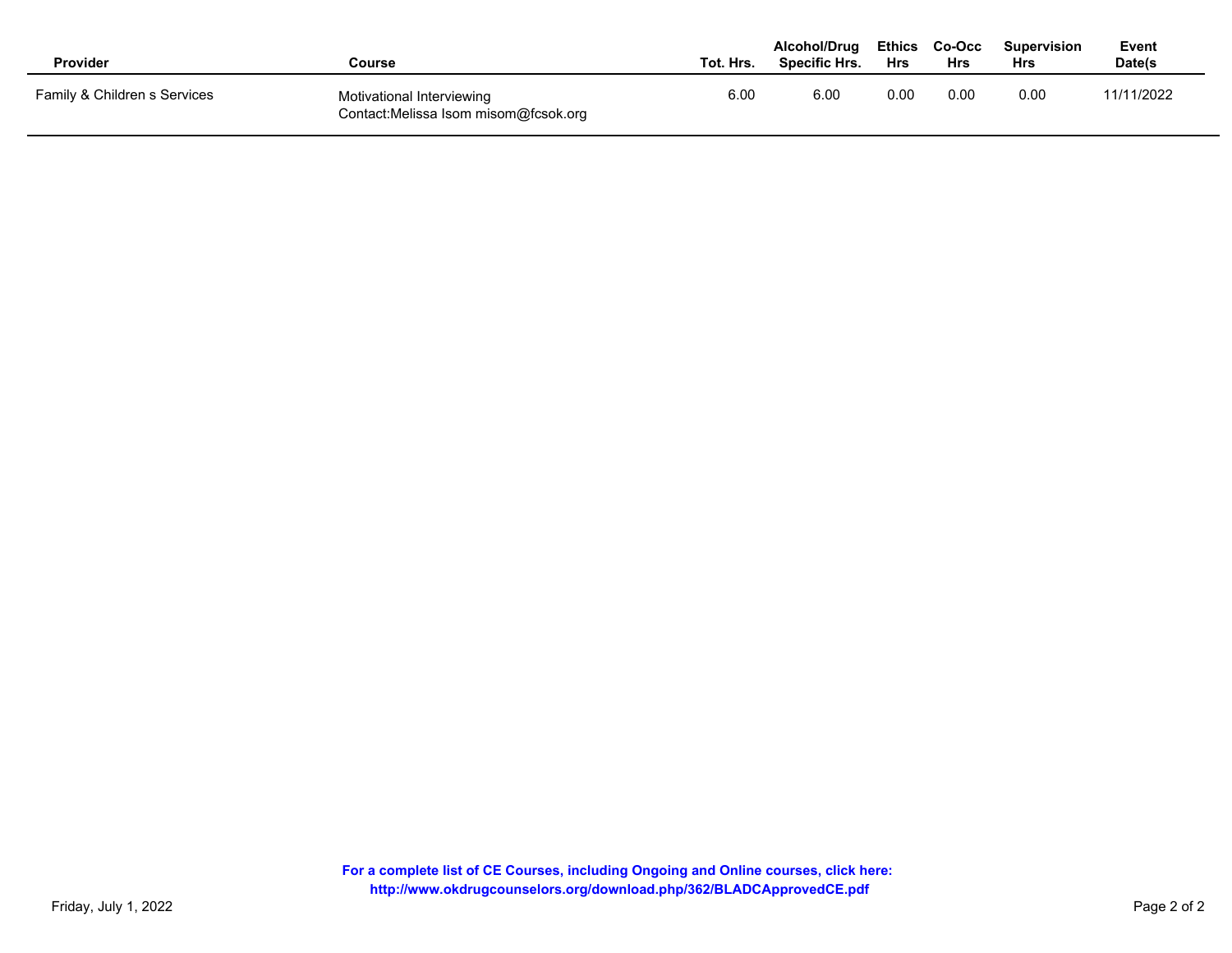| Provider | Course | Tot. Hrs. | Alcohol/Drug Specific Hrs. | Ethics Hrs | Co-Occ Hrs | Supervision Hrs | Event Date(s |
|---|---|---|---|---|---|---|---|
| Family & Children s Services | Motivational Interviewing<br>Contact:Melissa Isom misom@fcsok.org | 6.00 | 6.00 | 0.00 | 0.00 | 0.00 | 11/11/2022 |

**For a complete list of CE Courses, including Ongoing and Online courses, click here:**
**http://www.okdrugcounselors.org/download.php/362/BLADCApprovedCE.pdf**

Friday, July 1, 2022